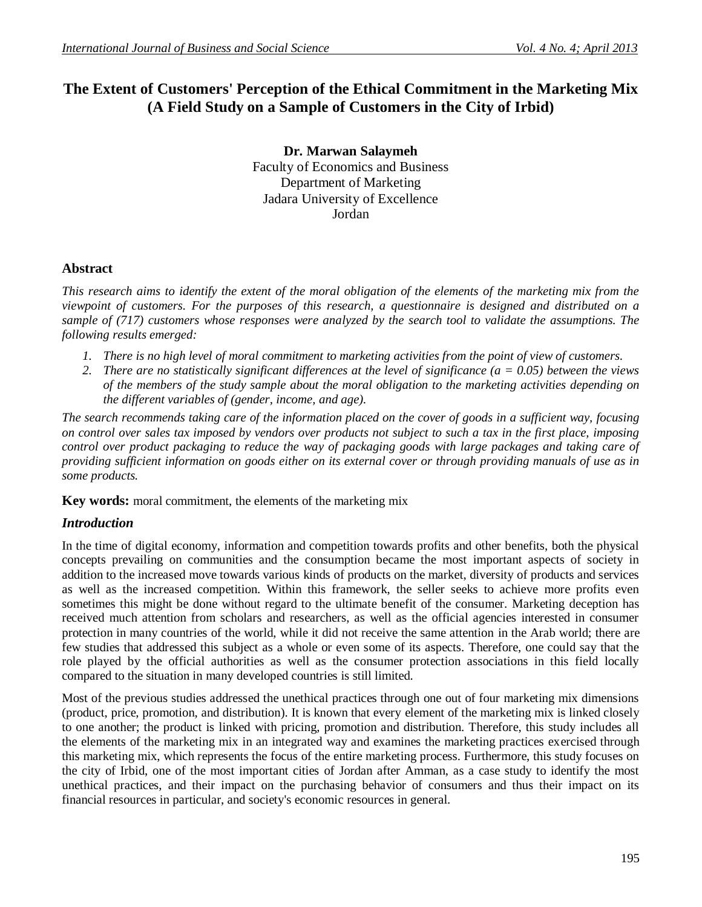# The Extent of Customers' Perception of the Ethical Commitment in the Marketing Mix (A Field Study on a Sample of Customers in the City of Irbid)

**Dr. Marwan Salaymeh**
Faculty of Economics and Business
Department of Marketing
Jadara University of Excellence
Jordan

## Abstract

*This research aims to identify the extent of the moral obligation of the elements of the marketing mix from the viewpoint of customers. For the purposes of this research, a questionnaire is designed and distributed on a sample of (717) customers whose responses were analyzed by the search tool to validate the assumptions. The following results emerged:*

1. *There is no high level of moral commitment to marketing activities from the point of view of customers.*
2. *There are no statistically significant differences at the level of significance (a = 0.05) between the views of the members of the study sample about the moral obligation to the marketing activities depending on the different variables of (gender, income, and age).*

*The search recommends taking care of the information placed on the cover of goods in a sufficient way, focusing on control over sales tax imposed by vendors over products not subject to such a tax in the first place, imposing control over product packaging to reduce the way of packaging goods with large packages and taking care of providing sufficient information on goods either on its external cover or through providing manuals of use as in some products.*

**Key words:** moral commitment, the elements of the marketing mix

## *Introduction*

In the time of digital economy, information and competition towards profits and other benefits, both the physical concepts prevailing on communities and the consumption became the most important aspects of society in addition to the increased move towards various kinds of products on the market, diversity of products and services as well as the increased competition. Within this framework, the seller seeks to achieve more profits even sometimes this might be done without regard to the ultimate benefit of the consumer. Marketing deception has received much attention from scholars and researchers, as well as the official agencies interested in consumer protection in many countries of the world, while it did not receive the same attention in the Arab world; there are few studies that addressed this subject as a whole or even some of its aspects. Therefore, one could say that the role played by the official authorities as well as the consumer protection associations in this field locally compared to the situation in many developed countries is still limited.

Most of the previous studies addressed the unethical practices through one out of four marketing mix dimensions (product, price, promotion, and distribution). It is known that every element of the marketing mix is linked closely to one another; the product is linked with pricing, promotion and distribution. Therefore, this study includes all the elements of the marketing mix in an integrated way and examines the marketing practices exercised through this marketing mix, which represents the focus of the entire marketing process. Furthermore, this study focuses on the city of Irbid, one of the most important cities of Jordan after Amman, as a case study to identify the most unethical practices, and their impact on the purchasing behavior of consumers and thus their impact on its financial resources in particular, and society's economic resources in general.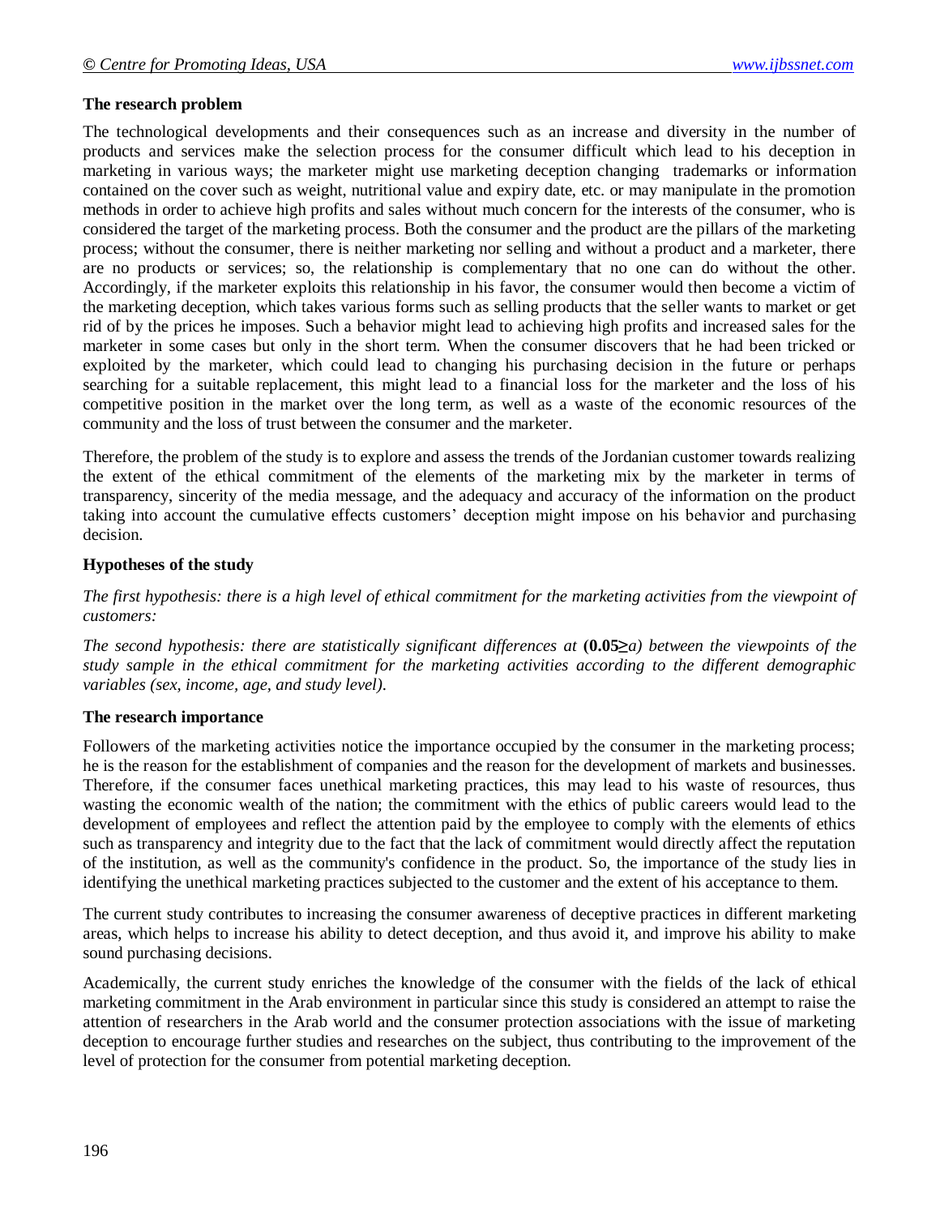**The research problem**

The technological developments and their consequences such as an increase and diversity in the number of products and services make the selection process for the consumer difficult which lead to his deception in marketing in various ways; the marketer might use marketing deception changing trademarks or information contained on the cover such as weight, nutritional value and expiry date, etc. or may manipulate in the promotion methods in order to achieve high profits and sales without much concern for the interests of the consumer, who is considered the target of the marketing process. Both the consumer and the product are the pillars of the marketing process; without the consumer, there is neither marketing nor selling and without a product and a marketer, there are no products or services; so, the relationship is complementary that no one can do without the other. Accordingly, if the marketer exploits this relationship in his favor, the consumer would then become a victim of the marketing deception, which takes various forms such as selling products that the seller wants to market or get rid of by the prices he imposes. Such a behavior might lead to achieving high profits and increased sales for the marketer in some cases but only in the short term. When the consumer discovers that he had been tricked or exploited by the marketer, which could lead to changing his purchasing decision in the future or perhaps searching for a suitable replacement, this might lead to a financial loss for the marketer and the loss of his competitive position in the market over the long term, as well as a waste of the economic resources of the community and the loss of trust between the consumer and the marketer.

Therefore, the problem of the study is to explore and assess the trends of the Jordanian customer towards realizing the extent of the ethical commitment of the elements of the marketing mix by the marketer in terms of transparency, sincerity of the media message, and the adequacy and accuracy of the information on the product taking into account the cumulative effects customers' deception might impose on his behavior and purchasing decision.

**Hypotheses of the study**

*The first hypothesis: there is a high level of ethical commitment for the marketing activities from the viewpoint of customers:*

*The second hypothesis: there are statistically significant differences at* **(0.05≥***a) between the viewpoints of the study sample in the ethical commitment for the marketing activities according to the different demographic variables (sex, income, age, and study level).*

**The research importance**

Followers of the marketing activities notice the importance occupied by the consumer in the marketing process; he is the reason for the establishment of companies and the reason for the development of markets and businesses. Therefore, if the consumer faces unethical marketing practices, this may lead to his waste of resources, thus wasting the economic wealth of the nation; the commitment with the ethics of public careers would lead to the development of employees and reflect the attention paid by the employee to comply with the elements of ethics such as transparency and integrity due to the fact that the lack of commitment would directly affect the reputation of the institution, as well as the community's confidence in the product. So, the importance of the study lies in identifying the unethical marketing practices subjected to the customer and the extent of his acceptance to them.

The current study contributes to increasing the consumer awareness of deceptive practices in different marketing areas, which helps to increase his ability to detect deception, and thus avoid it, and improve his ability to make sound purchasing decisions.

Academically, the current study enriches the knowledge of the consumer with the fields of the lack of ethical marketing commitment in the Arab environment in particular since this study is considered an attempt to raise the attention of researchers in the Arab world and the consumer protection associations with the issue of marketing deception to encourage further studies and researches on the subject, thus contributing to the improvement of the level of protection for the consumer from potential marketing deception.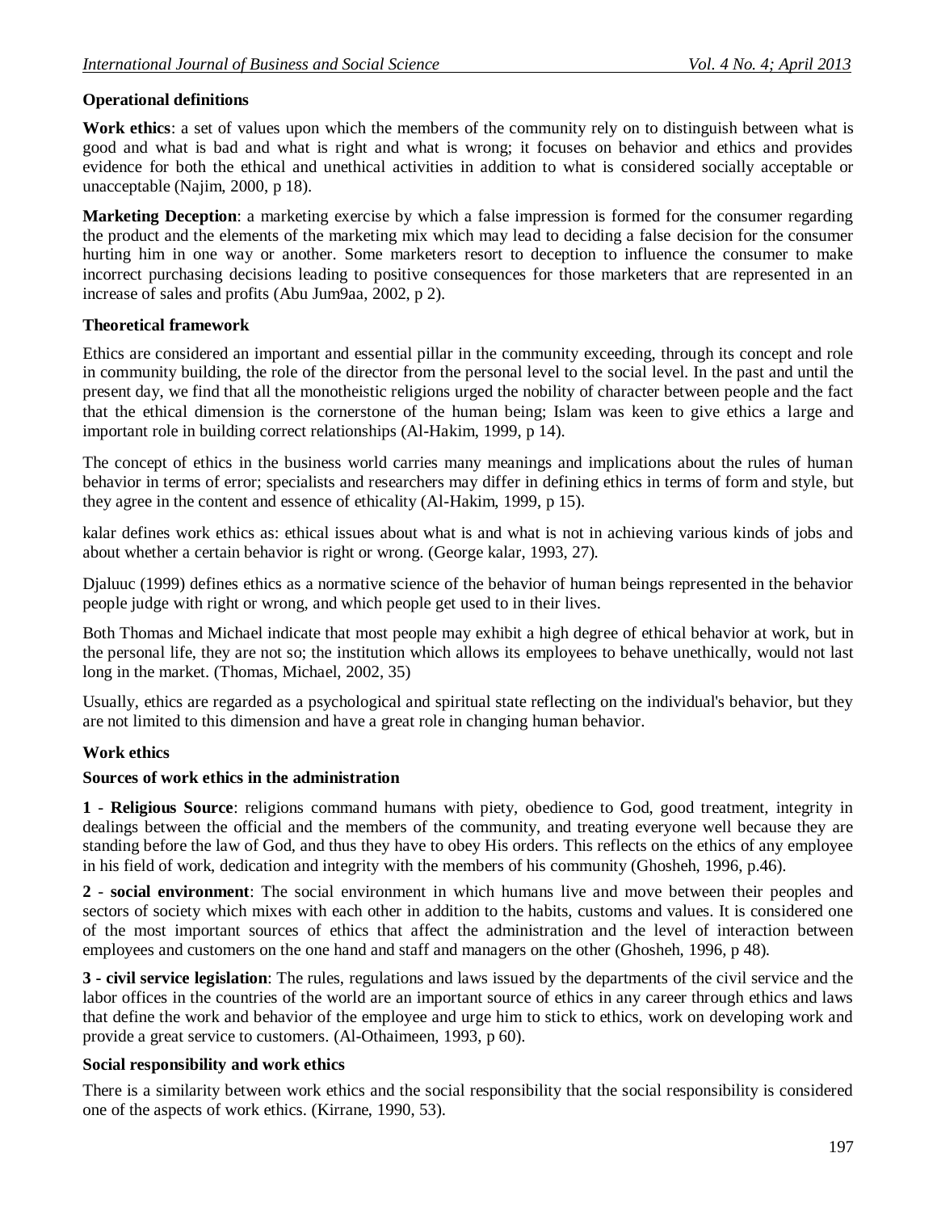**Operational definitions**

**Work ethics**: a set of values upon which the members of the community rely on to distinguish between what is good and what is bad and what is right and what is wrong; it focuses on behavior and ethics and provides evidence for both the ethical and unethical activities in addition to what is considered socially acceptable or unacceptable (Najim, 2000, p 18).

**Marketing Deception**: a marketing exercise by which a false impression is formed for the consumer regarding the product and the elements of the marketing mix which may lead to deciding a false decision for the consumer hurting him in one way or another. Some marketers resort to deception to influence the consumer to make incorrect purchasing decisions leading to positive consequences for those marketers that are represented in an increase of sales and profits (Abu Jum9aa, 2002, p 2).

**Theoretical framework**

Ethics are considered an important and essential pillar in the community exceeding, through its concept and role in community building, the role of the director from the personal level to the social level. In the past and until the present day, we find that all the monotheistic religions urged the nobility of character between people and the fact that the ethical dimension is the cornerstone of the human being; Islam was keen to give ethics a large and important role in building correct relationships (Al-Hakim, 1999, p 14).

The concept of ethics in the business world carries many meanings and implications about the rules of human behavior in terms of error; specialists and researchers may differ in defining ethics in terms of form and style, but they agree in the content and essence of ethicality (Al-Hakim, 1999, p 15).

kalar defines work ethics as: ethical issues about what is and what is not in achieving various kinds of jobs and about whether a certain behavior is right or wrong. (George kalar, 1993, 27).

Djaluuc (1999) defines ethics as a normative science of the behavior of human beings represented in the behavior people judge with right or wrong, and which people get used to in their lives.

Both Thomas and Michael indicate that most people may exhibit a high degree of ethical behavior at work, but in the personal life, they are not so; the institution which allows its employees to behave unethically, would not last long in the market. (Thomas, Michael, 2002, 35)

Usually, ethics are regarded as a psychological and spiritual state reflecting on the individual's behavior, but they are not limited to this dimension and have a great role in changing human behavior.

**Work ethics**

**Sources of work ethics in the administration**

**1** - **Religious Source**: religions command humans with piety, obedience to God, good treatment, integrity in dealings between the official and the members of the community, and treating everyone well because they are standing before the law of God, and thus they have to obey His orders. This reflects on the ethics of any employee in his field of work, dedication and integrity with the members of his community (Ghosheh, 1996, p.46).

**2** - **social environment**: The social environment in which humans live and move between their peoples and sectors of society which mixes with each other in addition to the habits, customs and values. It is considered one of the most important sources of ethics that affect the administration and the level of interaction between employees and customers on the one hand and staff and managers on the other (Ghosheh, 1996, p 48).

**3 - civil service legislation**: The rules, regulations and laws issued by the departments of the civil service and the labor offices in the countries of the world are an important source of ethics in any career through ethics and laws that define the work and behavior of the employee and urge him to stick to ethics, work on developing work and provide a great service to customers. (Al-Othaimeen, 1993, p 60).

**Social responsibility and work ethics**

There is a similarity between work ethics and the social responsibility that the social responsibility is considered one of the aspects of work ethics. (Kirrane, 1990, 53).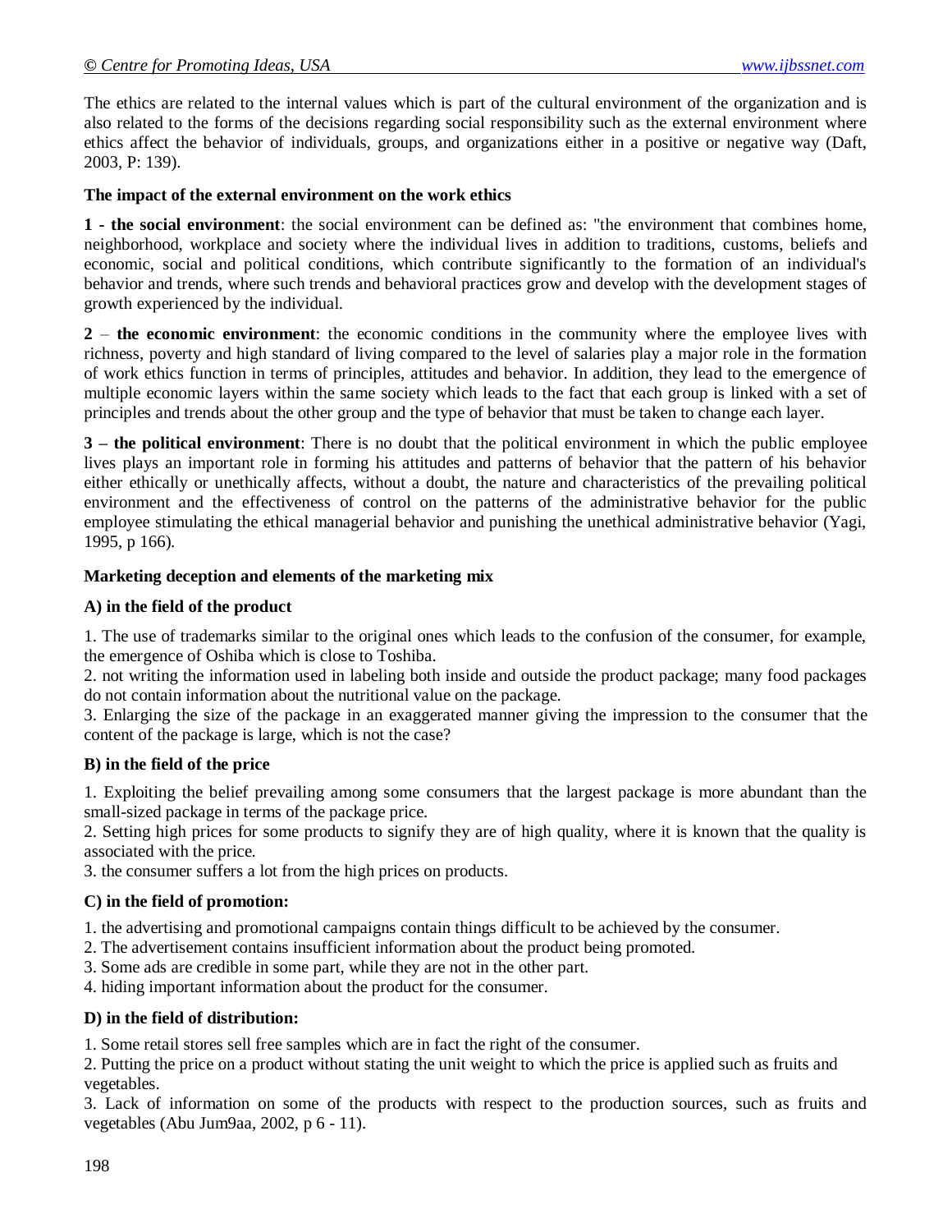The ethics are related to the internal values which is part of the cultural environment of the organization and is also related to the forms of the decisions regarding social responsibility such as the external environment where ethics affect the behavior of individuals, groups, and organizations either in a positive or negative way (Daft, 2003, P: 139).

**The impact of the external environment on the work ethics**

**1 - the social environment**: the social environment can be defined as: "the environment that combines home, neighborhood, workplace and society where the individual lives in addition to traditions, customs, beliefs and economic, social and political conditions, which contribute significantly to the formation of an individual's behavior and trends, where such trends and behavioral practices grow and develop with the development stages of growth experienced by the individual.

**2 – the economic environment**: the economic conditions in the community where the employee lives with richness, poverty and high standard of living compared to the level of salaries play a major role in the formation of work ethics function in terms of principles, attitudes and behavior. In addition, they lead to the emergence of multiple economic layers within the same society which leads to the fact that each group is linked with a set of principles and trends about the other group and the type of behavior that must be taken to change each layer.

**3 – the political environment**: There is no doubt that the political environment in which the public employee lives plays an important role in forming his attitudes and patterns of behavior that the pattern of his behavior either ethically or unethically affects, without a doubt, the nature and characteristics of the prevailing political environment and the effectiveness of control on the patterns of the administrative behavior for the public employee stimulating the ethical managerial behavior and punishing the unethical administrative behavior (Yagi, 1995, p 166).

**Marketing deception and elements of the marketing mix**

**A) in the field of the product**

1. The use of trademarks similar to the original ones which leads to the confusion of the consumer, for example, the emergence of Oshiba which is close to Toshiba.
2. not writing the information used in labeling both inside and outside the product package; many food packages do not contain information about the nutritional value on the package.
3. Enlarging the size of the package in an exaggerated manner giving the impression to the consumer that the content of the package is large, which is not the case?

**B) in the field of the price**

1. Exploiting the belief prevailing among some consumers that the largest package is more abundant than the small-sized package in terms of the package price.
2. Setting high prices for some products to signify they are of high quality, where it is known that the quality is associated with the price.
3. the consumer suffers a lot from the high prices on products.

**C) in the field of promotion:**

1. the advertising and promotional campaigns contain things difficult to be achieved by the consumer.
2. The advertisement contains insufficient information about the product being promoted.
3. Some ads are credible in some part, while they are not in the other part.
4. hiding important information about the product for the consumer.

**D) in the field of distribution:**

1. Some retail stores sell free samples which are in fact the right of the consumer.
2. Putting the price on a product without stating the unit weight to which the price is applied such as fruits and vegetables.
3. Lack of information on some of the products with respect to the production sources, such as fruits and vegetables (Abu Jum9aa, 2002, p 6 - 11).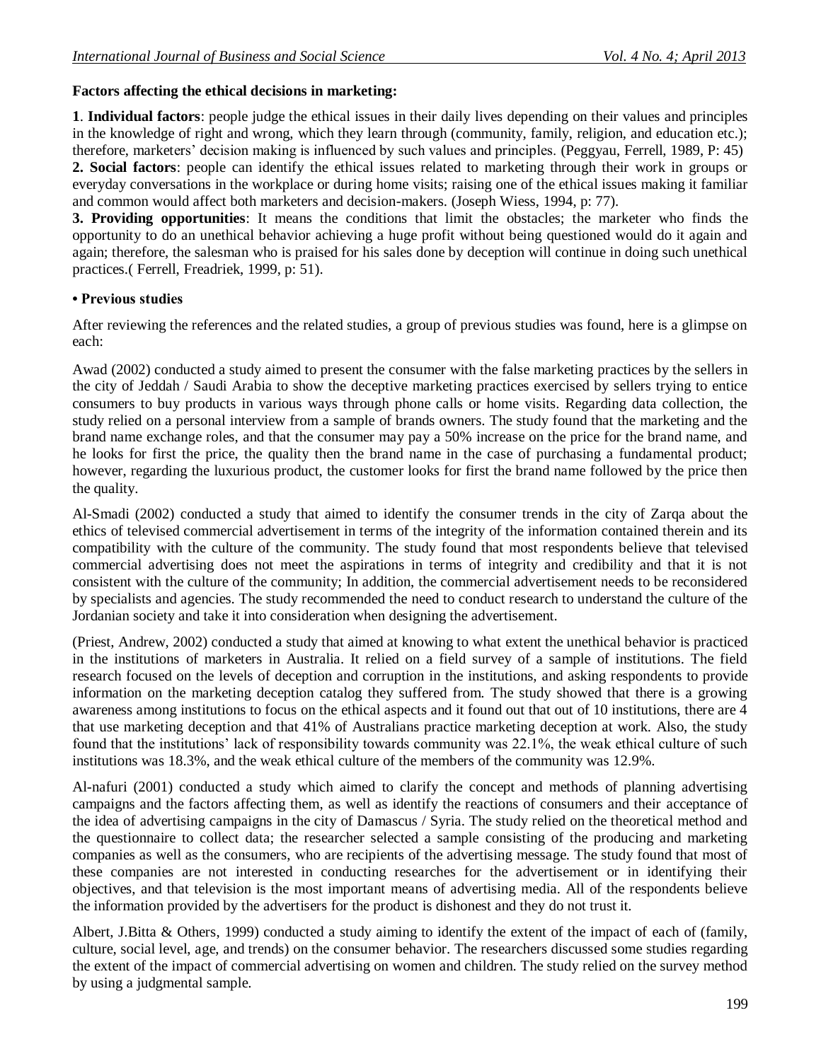**Factors affecting the ethical decisions in marketing:**

**1**. **Individual factors**: people judge the ethical issues in their daily lives depending on their values and principles in the knowledge of right and wrong, which they learn through (community, family, religion, and education etc.); therefore, marketers' decision making is influenced by such values and principles. (Peggyau, Ferrell, 1989, P: 45)

**2. Social factors**: people can identify the ethical issues related to marketing through their work in groups or everyday conversations in the workplace or during home visits; raising one of the ethical issues making it familiar and common would affect both marketers and decision-makers. (Joseph Wiess, 1994, p: 77).

**3. Providing opportunities**: It means the conditions that limit the obstacles; the marketer who finds the opportunity to do an unethical behavior achieving a huge profit without being questioned would do it again and again; therefore, the salesman who is praised for his sales done by deception will continue in doing such unethical practices.( Ferrell, Freadriek, 1999, p: 51).

**• Previous studies**

After reviewing the references and the related studies, a group of previous studies was found, here is a glimpse on each:

Awad (2002) conducted a study aimed to present the consumer with the false marketing practices by the sellers in the city of Jeddah / Saudi Arabia to show the deceptive marketing practices exercised by sellers trying to entice consumers to buy products in various ways through phone calls or home visits. Regarding data collection, the study relied on a personal interview from a sample of brands owners. The study found that the marketing and the brand name exchange roles, and that the consumer may pay a 50% increase on the price for the brand name, and he looks for first the price, the quality then the brand name in the case of purchasing a fundamental product; however, regarding the luxurious product, the customer looks for first the brand name followed by the price then the quality.

Al-Smadi (2002) conducted a study that aimed to identify the consumer trends in the city of Zarqa about the ethics of televised commercial advertisement in terms of the integrity of the information contained therein and its compatibility with the culture of the community. The study found that most respondents believe that televised commercial advertising does not meet the aspirations in terms of integrity and credibility and that it is not consistent with the culture of the community; In addition, the commercial advertisement needs to be reconsidered by specialists and agencies. The study recommended the need to conduct research to understand the culture of the Jordanian society and take it into consideration when designing the advertisement.

(Priest, Andrew, 2002) conducted a study that aimed at knowing to what extent the unethical behavior is practiced in the institutions of marketers in Australia. It relied on a field survey of a sample of institutions. The field research focused on the levels of deception and corruption in the institutions, and asking respondents to provide information on the marketing deception catalog they suffered from. The study showed that there is a growing awareness among institutions to focus on the ethical aspects and it found out that out of 10 institutions, there are 4 that use marketing deception and that 41% of Australians practice marketing deception at work. Also, the study found that the institutions' lack of responsibility towards community was 22.1%, the weak ethical culture of such institutions was 18.3%, and the weak ethical culture of the members of the community was 12.9%.

Al-nafuri (2001) conducted a study which aimed to clarify the concept and methods of planning advertising campaigns and the factors affecting them, as well as identify the reactions of consumers and their acceptance of the idea of advertising campaigns in the city of Damascus / Syria. The study relied on the theoretical method and the questionnaire to collect data; the researcher selected a sample consisting of the producing and marketing companies as well as the consumers, who are recipients of the advertising message. The study found that most of these companies are not interested in conducting researches for the advertisement or in identifying their objectives, and that television is the most important means of advertising media. All of the respondents believe the information provided by the advertisers for the product is dishonest and they do not trust it.

Albert, J.Bitta & Others, 1999) conducted a study aiming to identify the extent of the impact of each of (family, culture, social level, age, and trends) on the consumer behavior. The researchers discussed some studies regarding the extent of the impact of commercial advertising on women and children. The study relied on the survey method by using a judgmental sample.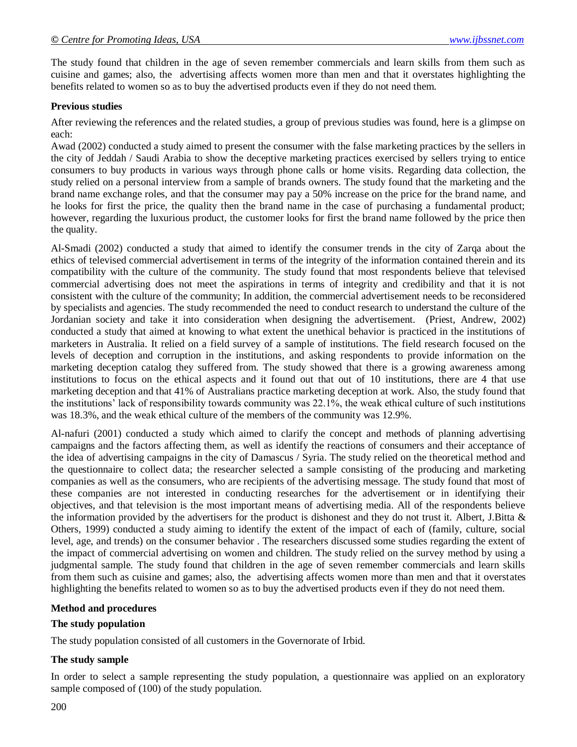The study found that children in the age of seven remember commercials and learn skills from them such as cuisine and games; also, the advertising affects women more than men and that it overstates highlighting the benefits related to women so as to buy the advertised products even if they do not need them.

**Previous studies**

After reviewing the references and the related studies, a group of previous studies was found, here is a glimpse on each:

Awad (2002) conducted a study aimed to present the consumer with the false marketing practices by the sellers in the city of Jeddah / Saudi Arabia to show the deceptive marketing practices exercised by sellers trying to entice consumers to buy products in various ways through phone calls or home visits. Regarding data collection, the study relied on a personal interview from a sample of brands owners. The study found that the marketing and the brand name exchange roles, and that the consumer may pay a 50% increase on the price for the brand name, and he looks for first the price, the quality then the brand name in the case of purchasing a fundamental product; however, regarding the luxurious product, the customer looks for first the brand name followed by the price then the quality.

Al-Smadi (2002) conducted a study that aimed to identify the consumer trends in the city of Zarqa about the ethics of televised commercial advertisement in terms of the integrity of the information contained therein and its compatibility with the culture of the community. The study found that most respondents believe that televised commercial advertising does not meet the aspirations in terms of integrity and credibility and that it is not consistent with the culture of the community; In addition, the commercial advertisement needs to be reconsidered by specialists and agencies. The study recommended the need to conduct research to understand the culture of the Jordanian society and take it into consideration when designing the advertisement. (Priest, Andrew, 2002) conducted a study that aimed at knowing to what extent the unethical behavior is practiced in the institutions of marketers in Australia. It relied on a field survey of a sample of institutions. The field research focused on the levels of deception and corruption in the institutions, and asking respondents to provide information on the marketing deception catalog they suffered from. The study showed that there is a growing awareness among institutions to focus on the ethical aspects and it found out that out of 10 institutions, there are 4 that use marketing deception and that 41% of Australians practice marketing deception at work. Also, the study found that the institutions' lack of responsibility towards community was 22.1%, the weak ethical culture of such institutions was 18.3%, and the weak ethical culture of the members of the community was 12.9%.

Al-nafuri (2001) conducted a study which aimed to clarify the concept and methods of planning advertising campaigns and the factors affecting them, as well as identify the reactions of consumers and their acceptance of the idea of advertising campaigns in the city of Damascus / Syria. The study relied on the theoretical method and the questionnaire to collect data; the researcher selected a sample consisting of the producing and marketing companies as well as the consumers, who are recipients of the advertising message. The study found that most of these companies are not interested in conducting researches for the advertisement or in identifying their objectives, and that television is the most important means of advertising media. All of the respondents believe the information provided by the advertisers for the product is dishonest and they do not trust it. Albert, J.Bitta & Others, 1999) conducted a study aiming to identify the extent of the impact of each of (family, culture, social level, age, and trends) on the consumer behavior . The researchers discussed some studies regarding the extent of the impact of commercial advertising on women and children. The study relied on the survey method by using a judgmental sample. The study found that children in the age of seven remember commercials and learn skills from them such as cuisine and games; also, the advertising affects women more than men and that it overstates highlighting the benefits related to women so as to buy the advertised products even if they do not need them.

**Method and procedures**

**The study population**

The study population consisted of all customers in the Governorate of Irbid.

**The study sample**

In order to select a sample representing the study population, a questionnaire was applied on an exploratory sample composed of (100) of the study population.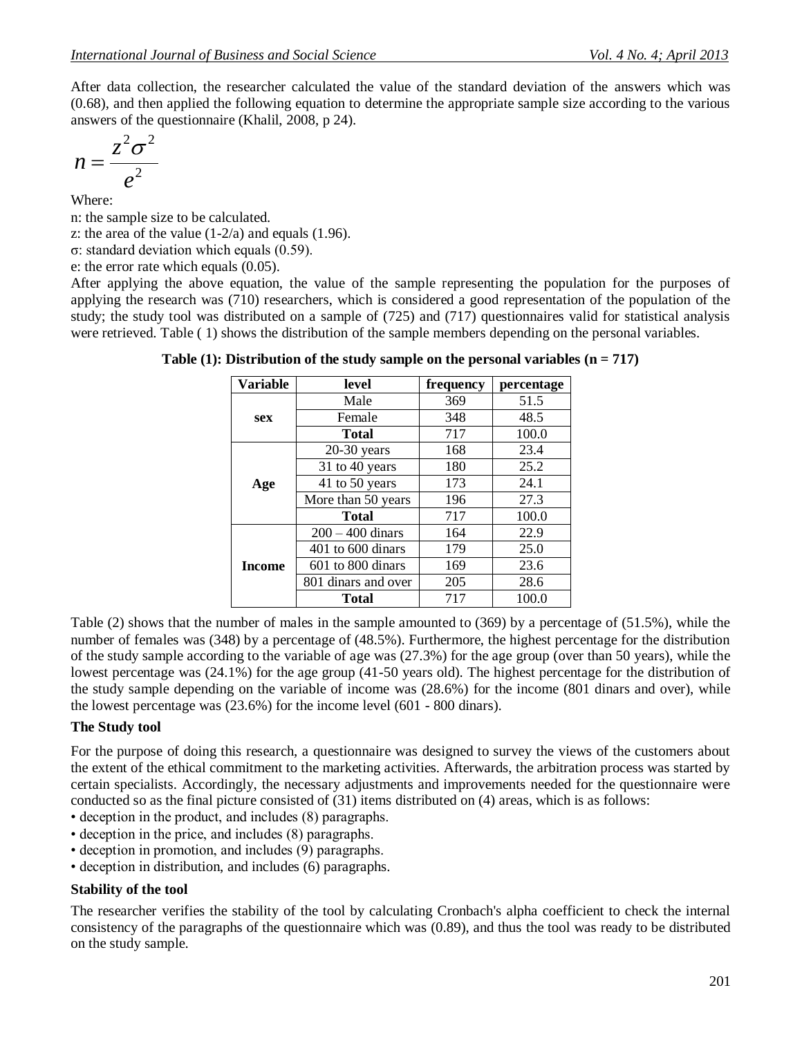After data collection, the researcher calculated the value of the standard deviation of the answers which was (0.68), and then applied the following equation to determine the appropriate sample size according to the various answers of the questionnaire (Khalil, 2008, p 24).

$$n = \frac{z^2 \sigma^2}{e^2}$$

Where:

n: the sample size to be calculated.

z: the area of the value (1-2/a) and equals (1.96).

σ: standard deviation which equals (0.59).

e: the error rate which equals (0.05).

After applying the above equation, the value of the sample representing the population for the purposes of applying the research was (710) researchers, which is considered a good representation of the population of the study; the study tool was distributed on a sample of (725) and (717) questionnaires valid for statistical analysis were retrieved. Table ( 1) shows the distribution of the sample members depending on the personal variables.

**Table (1): Distribution of the study sample on the personal variables (n = 717)**

| Variable | level | frequency | percentage |
|---|---|---|---|
| **sex** | Male | 369 | 51.5 |
| | Female | 348 | 48.5 |
| | **Total** | 717 | 100.0 |
| **Age** | 20-30 years | 168 | 23.4 |
| | 31 to 40 years | 180 | 25.2 |
| | 41 to 50 years | 173 | 24.1 |
| | More than 50 years | 196 | 27.3 |
| | **Total** | 717 | 100.0 |
| **Income** | 200 – 400 dinars | 164 | 22.9 |
| | 401 to 600 dinars | 179 | 25.0 |
| | 601 to 800 dinars | 169 | 23.6 |
| | 801 dinars and over | 205 | 28.6 |
| | **Total** | 717 | 100.0 |

Table (2) shows that the number of males in the sample amounted to (369) by a percentage of (51.5%), while the number of females was (348) by a percentage of (48.5%). Furthermore, the highest percentage for the distribution of the study sample according to the variable of age was (27.3%) for the age group (over than 50 years), while the lowest percentage was (24.1%) for the age group (41-50 years old). The highest percentage for the distribution of the study sample depending on the variable of income was (28.6%) for the income (801 dinars and over), while the lowest percentage was (23.6%) for the income level (601 - 800 dinars).

**The Study tool**

For the purpose of doing this research, a questionnaire was designed to survey the views of the customers about the extent of the ethical commitment to the marketing activities. Afterwards, the arbitration process was started by certain specialists. Accordingly, the necessary adjustments and improvements needed for the questionnaire were conducted so as the final picture consisted of (31) items distributed on (4) areas, which is as follows:

- deception in the product, and includes (8) paragraphs.
- deception in the price, and includes (8) paragraphs.
- deception in promotion, and includes (9) paragraphs.
- deception in distribution, and includes (6) paragraphs.

**Stability of the tool**

The researcher verifies the stability of the tool by calculating Cronbach's alpha coefficient to check the internal consistency of the paragraphs of the questionnaire which was (0.89), and thus the tool was ready to be distributed on the study sample.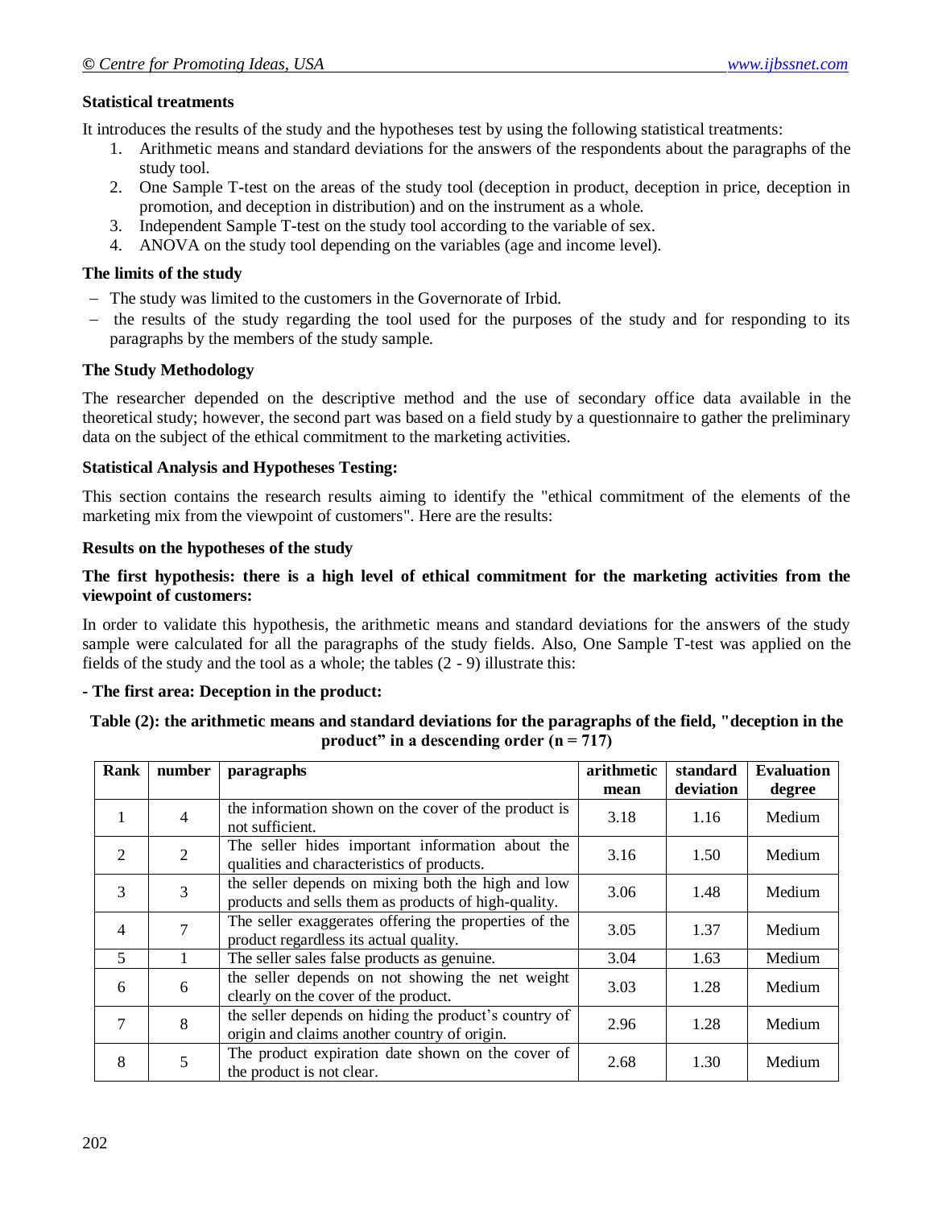**Statistical treatments**

It introduces the results of the study and the hypotheses test by using the following statistical treatments:

1. Arithmetic means and standard deviations for the answers of the respondents about the paragraphs of the study tool.
2. One Sample T-test on the areas of the study tool (deception in product, deception in price, deception in promotion, and deception in distribution) and on the instrument as a whole.
3. Independent Sample T-test on the study tool according to the variable of sex.
4. ANOVA on the study tool depending on the variables (age and income level).

**The limits of the study**

- The study was limited to the customers in the Governorate of Irbid.
- the results of the study regarding the tool used for the purposes of the study and for responding to its paragraphs by the members of the study sample.

**The Study Methodology**

The researcher depended on the descriptive method and the use of secondary office data available in the theoretical study; however, the second part was based on a field study by a questionnaire to gather the preliminary data on the subject of the ethical commitment to the marketing activities.

**Statistical Analysis and Hypotheses Testing:**

This section contains the research results aiming to identify the "ethical commitment of the elements of the marketing mix from the viewpoint of customers". Here are the results:

**Results on the hypotheses of the study**

**The first hypothesis: there is a high level of ethical commitment for the marketing activities from the viewpoint of customers:**

In order to validate this hypothesis, the arithmetic means and standard deviations for the answers of the study sample were calculated for all the paragraphs of the study fields. Also, One Sample T-test was applied on the fields of the study and the tool as a whole; the tables (2 - 9) illustrate this:

**- The first area: Deception in the product:**

**Table (2): the arithmetic means and standard deviations for the paragraphs of the field, "deception in the product" in a descending order (n = 717)**

| Rank | number | paragraphs | arithmetic mean | standard deviation | Evaluation degree |
|---|---|---|---|---|---|
| 1 | 4 | the information shown on the cover of the product is not sufficient. | 3.18 | 1.16 | Medium |
| 2 | 2 | The seller hides important information about the qualities and characteristics of products. | 3.16 | 1.50 | Medium |
| 3 | 3 | the seller depends on mixing both the high and low products and sells them as products of high-quality. | 3.06 | 1.48 | Medium |
| 4 | 7 | The seller exaggerates offering the properties of the product regardless its actual quality. | 3.05 | 1.37 | Medium |
| 5 | 1 | The seller sales false products as genuine. | 3.04 | 1.63 | Medium |
| 6 | 6 | the seller depends on not showing the net weight clearly on the cover of the product. | 3.03 | 1.28 | Medium |
| 7 | 8 | the seller depends on hiding the product's country of origin and claims another country of origin. | 2.96 | 1.28 | Medium |
| 8 | 5 | The product expiration date shown on the cover of the product is not clear. | 2.68 | 1.30 | Medium |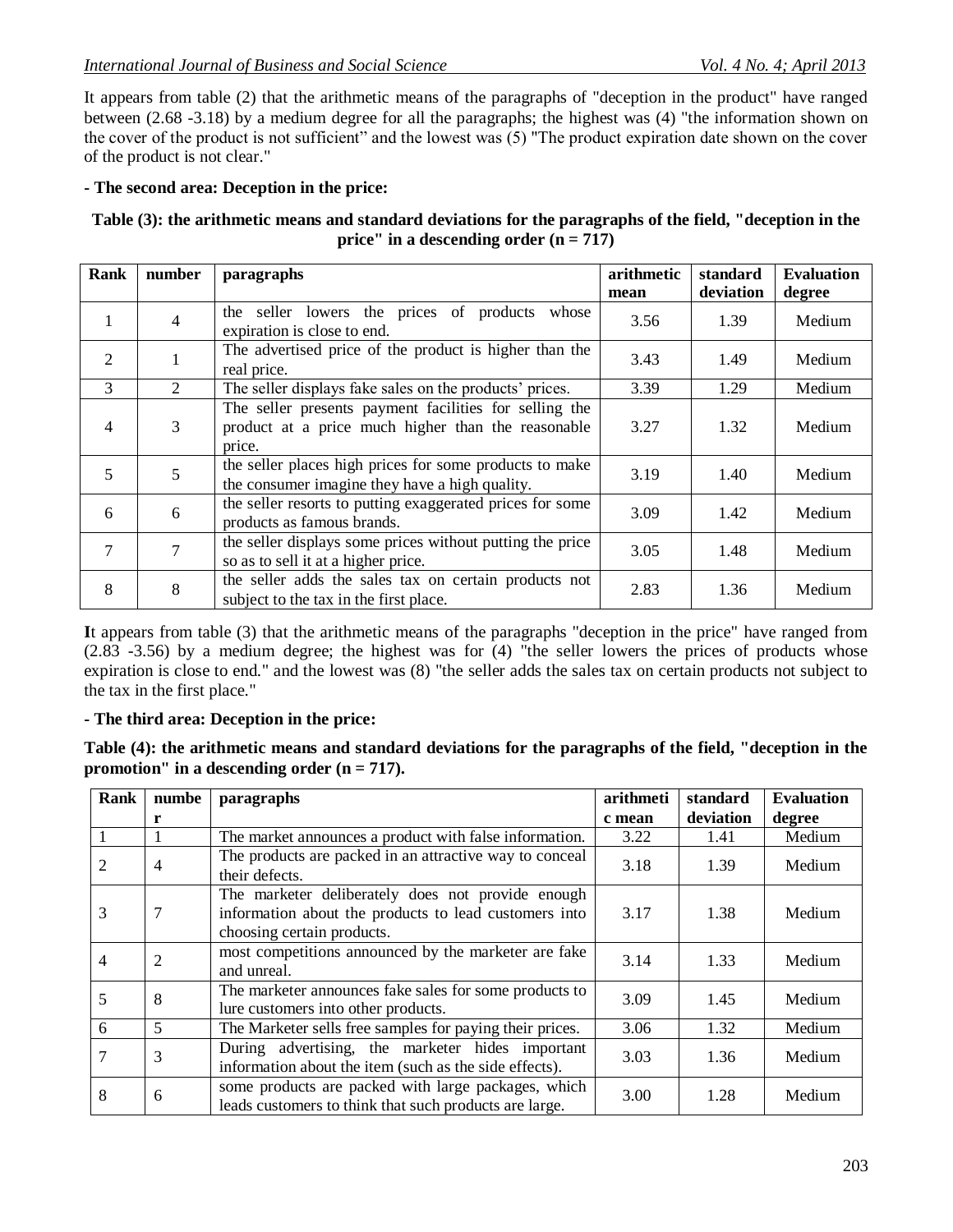It appears from table (2) that the arithmetic means of the paragraphs of "deception in the product" have ranged between (2.68 -3.18) by a medium degree for all the paragraphs; the highest was (4) "the information shown on the cover of the product is not sufficient" and the lowest was (5) "The product expiration date shown on the cover of the product is not clear."

**- The second area: Deception in the price:**

**Table (3): the arithmetic means and standard deviations for the paragraphs of the field, "deception in the price" in a descending order (n = 717)**

| Rank | number | paragraphs | arithmetic mean | standard deviation | Evaluation degree |
|---|---|---|---|---|---|
| 1 | 4 | the seller lowers the prices of products whose expiration is close to end. | 3.56 | 1.39 | Medium |
| 2 | 1 | The advertised price of the product is higher than the real price. | 3.43 | 1.49 | Medium |
| 3 | 2 | The seller displays fake sales on the products' prices. | 3.39 | 1.29 | Medium |
| 4 | 3 | The seller presents payment facilities for selling the product at a price much higher than the reasonable price. | 3.27 | 1.32 | Medium |
| 5 | 5 | the seller places high prices for some products to make the consumer imagine they have a high quality. | 3.19 | 1.40 | Medium |
| 6 | 6 | the seller resorts to putting exaggerated prices for some products as famous brands. | 3.09 | 1.42 | Medium |
| 7 | 7 | the seller displays some prices without putting the price so as to sell it at a higher price. | 3.05 | 1.48 | Medium |
| 8 | 8 | the seller adds the sales tax on certain products not subject to the tax in the first place. | 2.83 | 1.36 | Medium |

**I**t appears from table (3) that the arithmetic means of the paragraphs "deception in the price" have ranged from (2.83 -3.56) by a medium degree; the highest was for (4) "the seller lowers the prices of products whose expiration is close to end." and the lowest was (8) "the seller adds the sales tax on certain products not subject to the tax in the first place."

**- The third area: Deception in the price:**

**Table (4): the arithmetic means and standard deviations for the paragraphs of the field, "deception in the promotion" in a descending order (n = 717).**

| Rank | number | paragraphs | arithmetic mean | standard deviation | Evaluation degree |
|---|---|---|---|---|---|
| 1 | 1 | The market announces a product with false information. | 3.22 | 1.41 | Medium |
| 2 | 4 | The products are packed in an attractive way to conceal their defects. | 3.18 | 1.39 | Medium |
| 3 | 7 | The marketer deliberately does not provide enough information about the products to lead customers into choosing certain products. | 3.17 | 1.38 | Medium |
| 4 | 2 | most competitions announced by the marketer are fake and unreal. | 3.14 | 1.33 | Medium |
| 5 | 8 | The marketer announces fake sales for some products to lure customers into other products. | 3.09 | 1.45 | Medium |
| 6 | 5 | The Marketer sells free samples for paying their prices. | 3.06 | 1.32 | Medium |
| 7 | 3 | During advertising, the marketer hides important information about the item (such as the side effects). | 3.03 | 1.36 | Medium |
| 8 | 6 | some products are packed with large packages, which leads customers to think that such products are large. | 3.00 | 1.28 | Medium |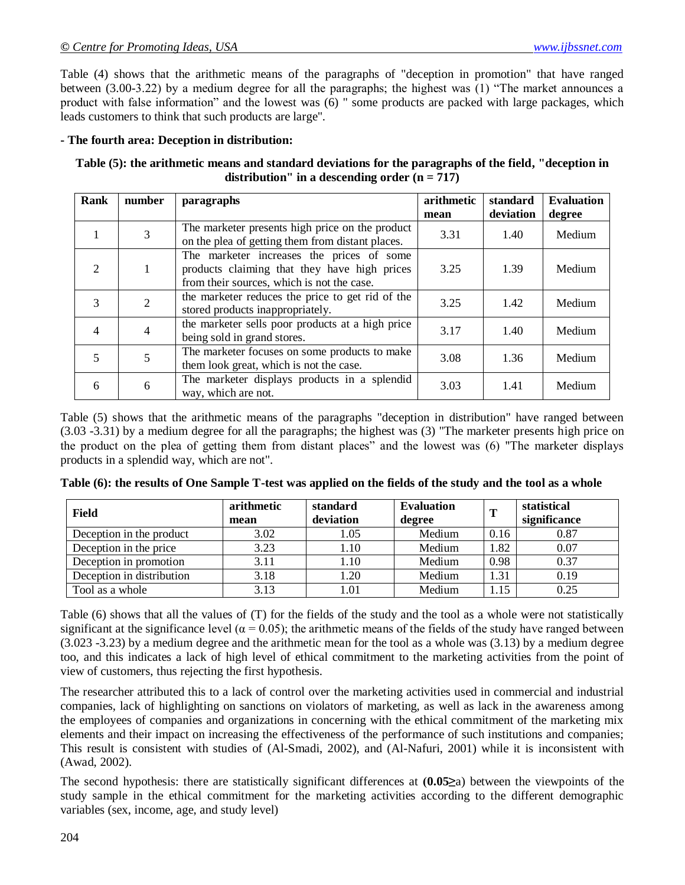Table (4) shows that the arithmetic means of the paragraphs of "deception in promotion" that have ranged between (3.00-3.22) by a medium degree for all the paragraphs; the highest was (1) "The market announces a product with false information" and the lowest was (6) " some products are packed with large packages, which leads customers to think that such products are large".

**- The fourth area: Deception in distribution:**

**Table (5): the arithmetic means and standard deviations for the paragraphs of the field, "deception in distribution" in a descending order (n = 717)**

| Rank | number | paragraphs | arithmetic mean | standard deviation | Evaluation degree |
|---|---|---|---|---|---|
| 1 | 3 | The marketer presents high price on the product on the plea of getting them from distant places. | 3.31 | 1.40 | Medium |
| 2 | 1 | The marketer increases the prices of some products claiming that they have high prices from their sources, which is not the case. | 3.25 | 1.39 | Medium |
| 3 | 2 | the marketer reduces the price to get rid of the stored products inappropriately. | 3.25 | 1.42 | Medium |
| 4 | 4 | the marketer sells poor products at a high price being sold in grand stores. | 3.17 | 1.40 | Medium |
| 5 | 5 | The marketer focuses on some products to make them look great, which is not the case. | 3.08 | 1.36 | Medium |
| 6 | 6 | The marketer displays products in a splendid way, which are not. | 3.03 | 1.41 | Medium |

Table (5) shows that the arithmetic means of the paragraphs "deception in distribution" have ranged between (3.03 -3.31) by a medium degree for all the paragraphs; the highest was (3) "The marketer presents high price on the product on the plea of getting them from distant places" and the lowest was (6) "The marketer displays products in a splendid way, which are not".

**Table (6): the results of One Sample T-test was applied on the fields of the study and the tool as a whole**

| Field | arithmetic mean | standard deviation | Evaluation degree | T | statistical significance |
|---|---|---|---|---|---|
| Deception in the product | 3.02 | 1.05 | Medium | 0.16 | 0.87 |
| Deception in the price | 3.23 | 1.10 | Medium | 1.82 | 0.07 |
| Deception in promotion | 3.11 | 1.10 | Medium | 0.98 | 0.37 |
| Deception in distribution | 3.18 | 1.20 | Medium | 1.31 | 0.19 |
| Tool as a whole | 3.13 | 1.01 | Medium | 1.15 | 0.25 |

Table (6) shows that all the values of (T) for the fields of the study and the tool as a whole were not statistically significant at the significance level ($\alpha = 0.05$); the arithmetic means of the fields of the study have ranged between (3.023 -3.23) by a medium degree and the arithmetic mean for the tool as a whole was (3.13) by a medium degree too, and this indicates a lack of high level of ethical commitment to the marketing activities from the point of view of customers, thus rejecting the first hypothesis.

The researcher attributed this to a lack of control over the marketing activities used in commercial and industrial companies, lack of highlighting on sanctions on violators of marketing, as well as lack in the awareness among the employees of companies and organizations in concerning with the ethical commitment of the marketing mix elements and their impact on increasing the effectiveness of the performance of such institutions and companies; This result is consistent with studies of (Al-Smadi, 2002), and (Al-Nafuri, 2001) while it is inconsistent with (Awad, 2002).

The second hypothesis: there are statistically significant differences at **(0.05≥**a) between the viewpoints of the study sample in the ethical commitment for the marketing activities according to the different demographic variables (sex, income, age, and study level)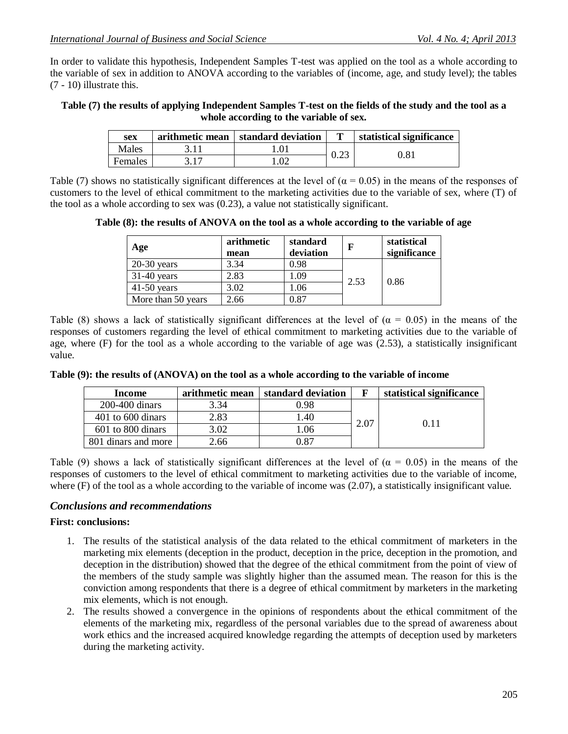In order to validate this hypothesis, Independent Samples T-test was applied on the tool as a whole according to the variable of sex in addition to ANOVA according to the variables of (income, age, and study level); the tables (7 - 10) illustrate this.

**Table (7) the results of applying Independent Samples T-test on the fields of the study and the tool as a whole according to the variable of sex.**

| sex | arithmetic mean | standard deviation | T | statistical significance |
|---|---|---|---|---|
| Males | 3.11 | 1.01 | 0.23 | 0.81 |
| Females | 3.17 | 1.02 | | |

Table (7) shows no statistically significant differences at the level of ($\alpha = 0.05$) in the means of the responses of customers to the level of ethical commitment to the marketing activities due to the variable of sex, where (T) of the tool as a whole according to sex was (0.23), a value not statistically significant.

**Table (8): the results of ANOVA on the tool as a whole according to the variable of age**

| Age | arithmetic mean | standard deviation | F | statistical significance |
|---|---|---|---|---|
| 20-30 years | 3.34 | 0.98 | 2.53 | 0.86 |
| 31-40 years | 2.83 | 1.09 | | |
| 41-50 years | 3.02 | 1.06 | | |
| More than 50 years | 2.66 | 0.87 | | |

Table (8) shows a lack of statistically significant differences at the level of ($\alpha = 0.05$) in the means of the responses of customers regarding the level of ethical commitment to marketing activities due to the variable of age, where (F) for the tool as a whole according to the variable of age was (2.53), a statistically insignificant value.

**Table (9): the results of (ANOVA) on the tool as a whole according to the variable of income**

| Income | arithmetic mean | standard deviation | F | statistical significance |
|---|---|---|---|---|
| 200-400 dinars | 3.34 | 0.98 | 2.07 | 0.11 |
| 401 to 600 dinars | 2.83 | 1.40 | | |
| 601 to 800 dinars | 3.02 | 1.06 | | |
| 801 dinars and more | 2.66 | 0.87 | | |

Table (9) shows a lack of statistically significant differences at the level of ($\alpha = 0.05$) in the means of the responses of customers to the level of ethical commitment to marketing activities due to the variable of income, where (F) of the tool as a whole according to the variable of income was (2.07), a statistically insignificant value.

## *Conclusions and recommendations*

**First: conclusions:**

1. The results of the statistical analysis of the data related to the ethical commitment of marketers in the marketing mix elements (deception in the product, deception in the price, deception in the promotion, and deception in the distribution) showed that the degree of the ethical commitment from the point of view of the members of the study sample was slightly higher than the assumed mean. The reason for this is the conviction among respondents that there is a degree of ethical commitment by marketers in the marketing mix elements, which is not enough.
2. The results showed a convergence in the opinions of respondents about the ethical commitment of the elements of the marketing mix, regardless of the personal variables due to the spread of awareness about work ethics and the increased acquired knowledge regarding the attempts of deception used by marketers during the marketing activity.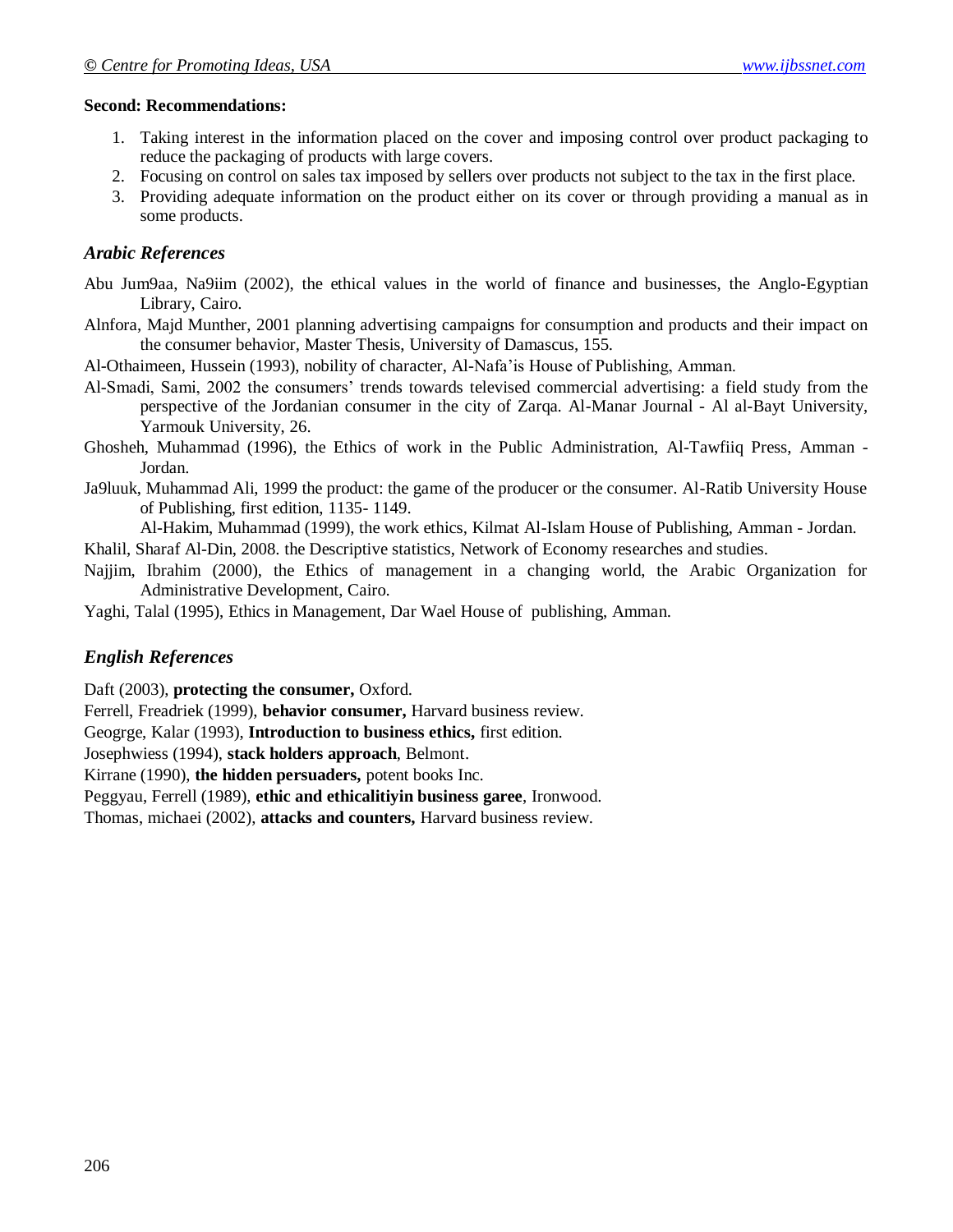**Second: Recommendations:**

1. Taking interest in the information placed on the cover and imposing control over product packaging to reduce the packaging of products with large covers.
2. Focusing on control on sales tax imposed by sellers over products not subject to the tax in the first place.
3. Providing adequate information on the product either on its cover or through providing a manual as in some products.

### *Arabic References*

Abu Jum9aa, Na9iim (2002), the ethical values in the world of finance and businesses, the Anglo-Egyptian Library, Cairo.

Alnfora, Majd Munther, 2001 planning advertising campaigns for consumption and products and their impact on the consumer behavior, Master Thesis, University of Damascus, 155.

Al-Othaimeen, Hussein (1993), nobility of character, Al-Nafa'is House of Publishing, Amman.

Al-Smadi, Sami, 2002 the consumers' trends towards televised commercial advertising: a field study from the perspective of the Jordanian consumer in the city of Zarqa. Al-Manar Journal - Al al-Bayt University, Yarmouk University, 26.

Ghosheh, Muhammad (1996), the Ethics of work in the Public Administration, Al-Tawfiiq Press, Amman - Jordan.

Ja9luuk, Muhammad Ali, 1999 the product: the game of the producer or the consumer. Al-Ratib University House of Publishing, first edition, 1135- 1149.

Al-Hakim, Muhammad (1999), the work ethics, Kilmat Al-Islam House of Publishing, Amman - Jordan.

Khalil, Sharaf Al-Din, 2008. the Descriptive statistics, Network of Economy researches and studies.

Najjim, Ibrahim (2000), the Ethics of management in a changing world, the Arabic Organization for Administrative Development, Cairo.

Yaghi, Talal (1995), Ethics in Management, Dar Wael House of publishing, Amman.

### *English References*

Daft (2003), **protecting the consumer,** Oxford.

Ferrell, Freadriek (1999), **behavior consumer,** Harvard business review.

Geogrge, Kalar (1993), **Introduction to business ethics,** first edition.

Josephwiess (1994), **stack holders approach**, Belmont.

Kirrane (1990), **the hidden persuaders,** potent books Inc.

Peggyau, Ferrell (1989), **ethic and ethicalitiyin business garee**, Ironwood.

Thomas, michaei (2002), **attacks and counters,** Harvard business review.